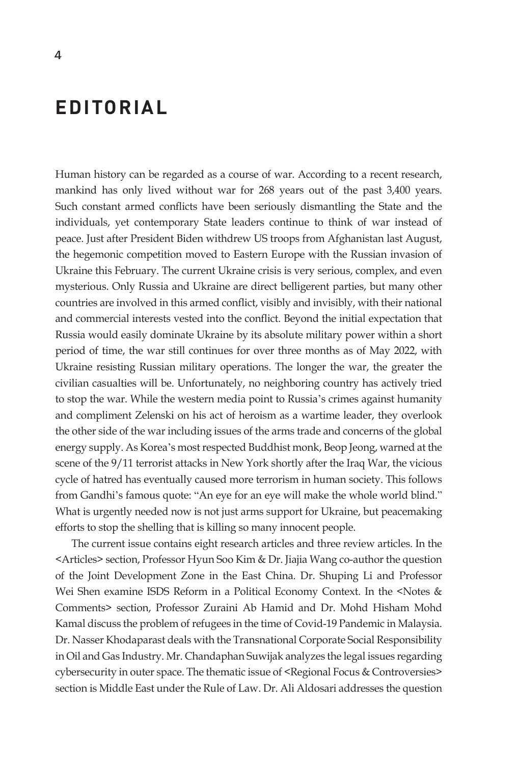# EDITORIAL

Human history can be regarded as a course of war. According to a recent research, mankind has only lived without war for 268 years out of the past 3,400 years. Such constant armed conflicts have been seriously dismantling the State and the individuals, yet contemporary State leaders continue to think of war instead of peace. Just after President Biden withdrew US troops from Afghanistan last August, the hegemonic competition moved to Eastern Europe with the Russian invasion of Ukraine this February. The current Ukraine crisis is very serious, complex, and even mysterious. Only Russia and Ukraine are direct belligerent parties, but many other countries are involved in this armed conflict, visibly and invisibly, with their national and commercial interests vested into the conflict. Beyond the initial expectation that Russia would easily dominate Ukraine by its absolute military power within a short period of time, the war still continues for over three months as of May 2022, with Ukraine resisting Russian military operations. The longer the war, the greater the civilian casualties will be. Unfortunately, no neighboring country has actively tried to stop the war. While the western media point to Russia's crimes against humanity and compliment Zelenski on his act of heroism as a wartime leader, they overlook the other side of the war including issues of the arms trade and concerns of the global energy supply. As Korea's most respected Buddhist monk, Beop Jeong, warned at the scene of the 9/11 terrorist attacks in New York shortly after the Iraq War, the vicious cycle of hatred has eventually caused more terrorism in human society. This follows from Gandhi's famous quote: "An eye for an eye will make the whole world blind." What is urgently needed now is not just arms support for Ukraine, but peacemaking efforts to stop the shelling that is killing so many innocent people.

The current issue contains eight research articles and three review articles. In the <Articles> section, Professor Hyun Soo Kim & Dr. Jiajia Wang co-author the question of the Joint Development Zone in the East China. Dr. Shuping Li and Professor Wei Shen examine ISDS Reform in a Political Economy Context. In the <Notes & Comments> section, Professor Zuraini Ab Hamid and Dr. Mohd Hisham Mohd Kamal discuss the problem of refugees in the time of Covid-19 Pandemic in Malaysia. Dr. Nasser Khodaparast deals with the Transnational Corporate Social Responsibility in Oil and Gas Industry. Mr. Chandaphan Suwijak analyzes the legal issues regarding cybersecurity in outer space. The thematic issue of <Regional Focus & Controversies> section is Middle East under the Rule of Law. Dr. Ali Aldosari addresses the question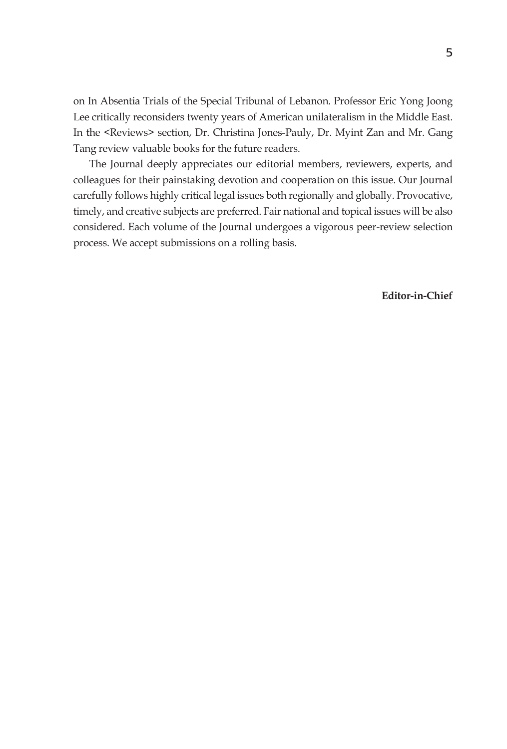on In Absentia Trials of the Special Tribunal of Lebanon. Professor Eric Yong Joong Lee critically reconsiders twenty years of American unilateralism in the Middle East. In the <Reviews> section, Dr. Christina Jones-Pauly, Dr. Myint Zan and Mr. Gang Tang review valuable books for the future readers.

The Journal deeply appreciates our editorial members, reviewers, experts, and colleagues for their painstaking devotion and cooperation on this issue. Our Journal carefully follows highly critical legal issues both regionally and globally. Provocative, timely, and creative subjects are preferred. Fair national and topical issues will be also considered. Each volume of the Journal undergoes a vigorous peer-review selection process. We accept submissions on a rolling basis.

**Editor-in-Chief**